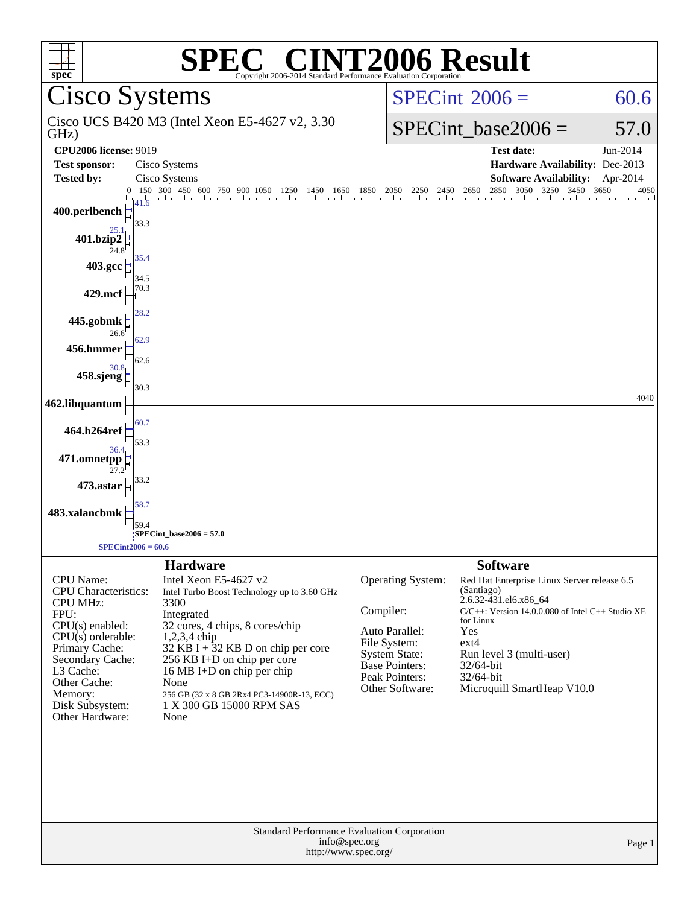# SPEC® CINT2006 Result

Copyright 2006-2014 Standard Performance Evaluation Corporation

## Cisco Systems

Cisco UCS B420 M3 (Intel Xeon E5-4627 v2, 3.30 GHz)

SPECint 2006 = 60.6

SPECint_base2006 = 57.0

| | | | |
|---|---|---|---|
| **CPU2006 license:** 9019 | | **Test date:** | Jun-2014 |
| **Test sponsor:** | Cisco Systems | **Hardware Availability:** | Dec-2013 |
| **Tested by:** | Cisco Systems | **Software Availability:** | Apr-2014 |

| Benchmark | Peak | Base |
|---|---|---|
| 400.perlbench | 41.6 | 33.3 |
| 401.bzip2 | 25.1 | 24.8 |
| 403.gcc | 35.4 | 34.5 |
| 429.mcf | 70.3 | |
| 445.gobmk | 28.2 | 26.6 |
| 456.hmmer | 62.9 | 62.6 |
| 458.sjeng | 30.8 | 30.3 |
| 462.libquantum | 4040 | |
| 464.h264ref | 60.7 | 53.3 |
| 471.omnetpp | 36.4 | 27.2 |
| 473.astar | 33.2 | |
| 483.xalancbmk | 58.7 | 59.4 |

SPECint_base2006 = 57.0

SPECint2006 = 60.6

### Hardware

| | |
|---|---|
| CPU Name: | Intel Xeon E5-4627 v2 |
| CPU Characteristics: | Intel Turbo Boost Technology up to 3.60 GHz |
| CPU MHz: | 3300 |
| FPU: | Integrated |
| CPU(s) enabled: | 32 cores, 4 chips, 8 cores/chip |
| CPU(s) orderable: | 1,2,3,4 chip |
| Primary Cache: | 32 KB I + 32 KB D on chip per core |
| Secondary Cache: | 256 KB I+D on chip per core |
| L3 Cache: | 16 MB I+D on chip per chip |
| Other Cache: | None |
| Memory: | 256 GB (32 x 8 GB 2Rx4 PC3-14900R-13, ECC) |
| Disk Subsystem: | 1 X 300 GB 15000 RPM SAS |
| Other Hardware: | None |

### Software

| | |
|---|---|
| Operating System: | Red Hat Enterprise Linux Server release 6.5 (Santiago) 2.6.32-431.el6.x86_64 |
| Compiler: | C/C++: Version 14.0.0.080 of Intel C++ Studio XE for Linux |
| Auto Parallel: | Yes |
| File System: | ext4 |
| System State: | Run level 3 (multi-user) |
| Base Pointers: | 32/64-bit |
| Peak Pointers: | 32/64-bit |
| Other Software: | Microquill SmartHeap V10.0 |

Standard Performance Evaluation Corporation
info@spec.org
http://www.spec.org/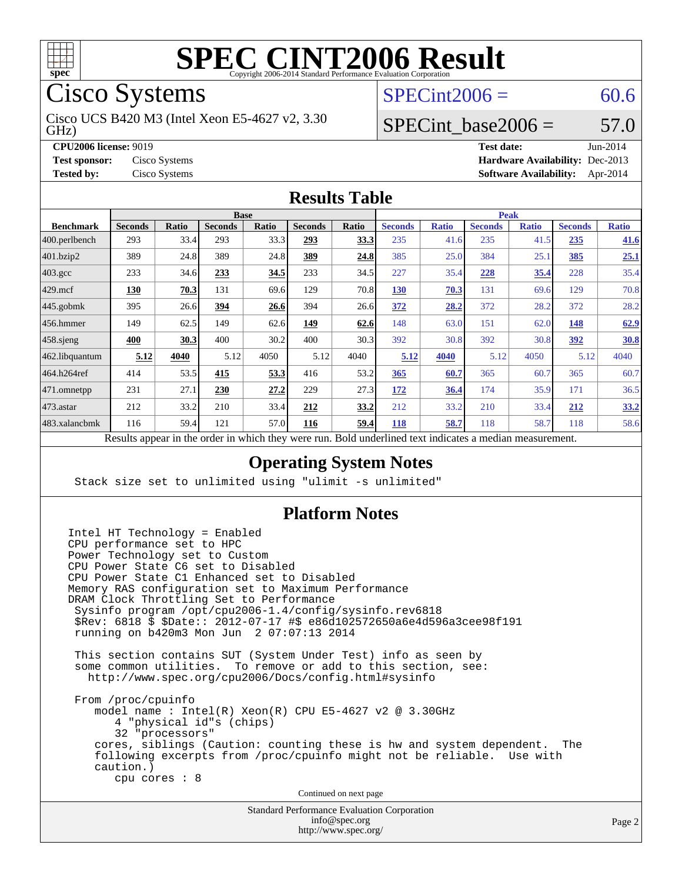# SPEC CINT2006 Result

Copyright 2006-2014 Standard Performance Evaluation Corporation

## Cisco Systems

Cisco UCS B420 M3 (Intel Xeon E5-4627 v2, 3.30 GHz)

SPECint2006 = 60.6

SPECint_base2006 = 57.0

| | | | |
|---|---|---|---|
| **CPU2006 license:** 9019 | | **Test date:** | Jun-2014 |
| **Test sponsor:** | Cisco Systems | **Hardware Availability:** | Dec-2013 |
| **Tested by:** | Cisco Systems | **Software Availability:** | Apr-2014 |

## Results Table

| | Base | | | | | | Peak | | | | | |
|---|---|---|---|---|---|---|---|---|---|---|---|---|
| **Benchmark** | **Seconds** | **Ratio** | **Seconds** | **Ratio** | **Seconds** | **Ratio** | **Seconds** | **Ratio** | **Seconds** | **Ratio** | **Seconds** | **Ratio** |
| 400.perlbench | 293 | 33.4 | 293 | 33.3 | **293** | **33.3** | 235 | 41.6 | 235 | 41.5 | **235** | **41.6** |
| 401.bzip2 | 389 | 24.8 | 389 | 24.8 | **389** | **24.8** | 385 | 25.0 | 384 | 25.1 | **385** | **25.1** |
| 403.gcc | 233 | 34.6 | **233** | **34.5** | 233 | 34.5 | 227 | 35.4 | **228** | **35.4** | 228 | 35.4 |
| 429.mcf | **130** | **70.3** | 131 | 69.6 | 129 | 70.8 | **130** | **70.3** | 131 | 69.6 | 129 | 70.8 |
| 445.gobmk | 395 | 26.6 | **394** | **26.6** | 394 | 26.6 | **372** | **28.2** | 372 | 28.2 | 372 | 28.2 |
| 456.hmmer | 149 | 62.5 | 149 | 62.6 | **149** | **62.6** | 148 | 63.0 | 151 | 62.0 | **148** | **62.9** |
| 458.sjeng | **400** | **30.3** | 400 | 30.2 | 400 | 30.3 | 392 | 30.8 | 392 | 30.8 | **392** | **30.8** |
| 462.libquantum | **5.12** | **4040** | 5.12 | 4050 | 5.12 | 4040 | **5.12** | **4040** | 5.12 | 4050 | 5.12 | 4040 |
| 464.h264ref | 414 | 53.5 | **415** | **53.3** | 416 | 53.2 | **365** | **60.7** | 365 | 60.7 | 365 | 60.7 |
| 471.omnetpp | 231 | 27.1 | **230** | **27.2** | 229 | 27.3 | **172** | **36.4** | 174 | 35.9 | 171 | 36.5 |
| 473.astar | 212 | 33.2 | 210 | 33.4 | **212** | **33.2** | 212 | 33.2 | 210 | 33.4 | **212** | **33.2** |
| 483.xalancbmk | 116 | 59.4 | 121 | 57.0 | **116** | **59.4** | **118** | **58.7** | 118 | 58.7 | 118 | 58.6 |

Results appear in the order in which they were run. Bold underlined text indicates a median measurement.

## Operating System Notes

```
Stack size set to unlimited using "ulimit -s unlimited"
```

## Platform Notes

```
Intel HT Technology = Enabled
CPU performance set to HPC
Power Technology set to Custom
CPU Power State C6 set to Disabled
CPU Power State C1 Enhanced set to Disabled
Memory RAS configuration set to Maximum Performance
DRAM Clock Throttling Set to Performance
 Sysinfo program /opt/cpu2006-1.4/config/sysinfo.rev6818
 $Rev: 6818 $ $Date:: 2012-07-17 #$ e86d102572650a6e4d596a3cee98f191
 running on b420m3 Mon Jun  2 07:07:13 2014

 This section contains SUT (System Under Test) info as seen by
 some common utilities.  To remove or add to this section, see:
   http://www.spec.org/cpu2006/Docs/config.html#sysinfo

 From /proc/cpuinfo
    model name : Intel(R) Xeon(R) CPU E5-4627 v2 @ 3.30GHz
       4 "physical id"s (chips)
       32 "processors"
    cores, siblings (Caution: counting these is hw and system dependent.  The
    following excerpts from /proc/cpuinfo might not be reliable.  Use with
    caution.)
       cpu cores : 8
```

Continued on next page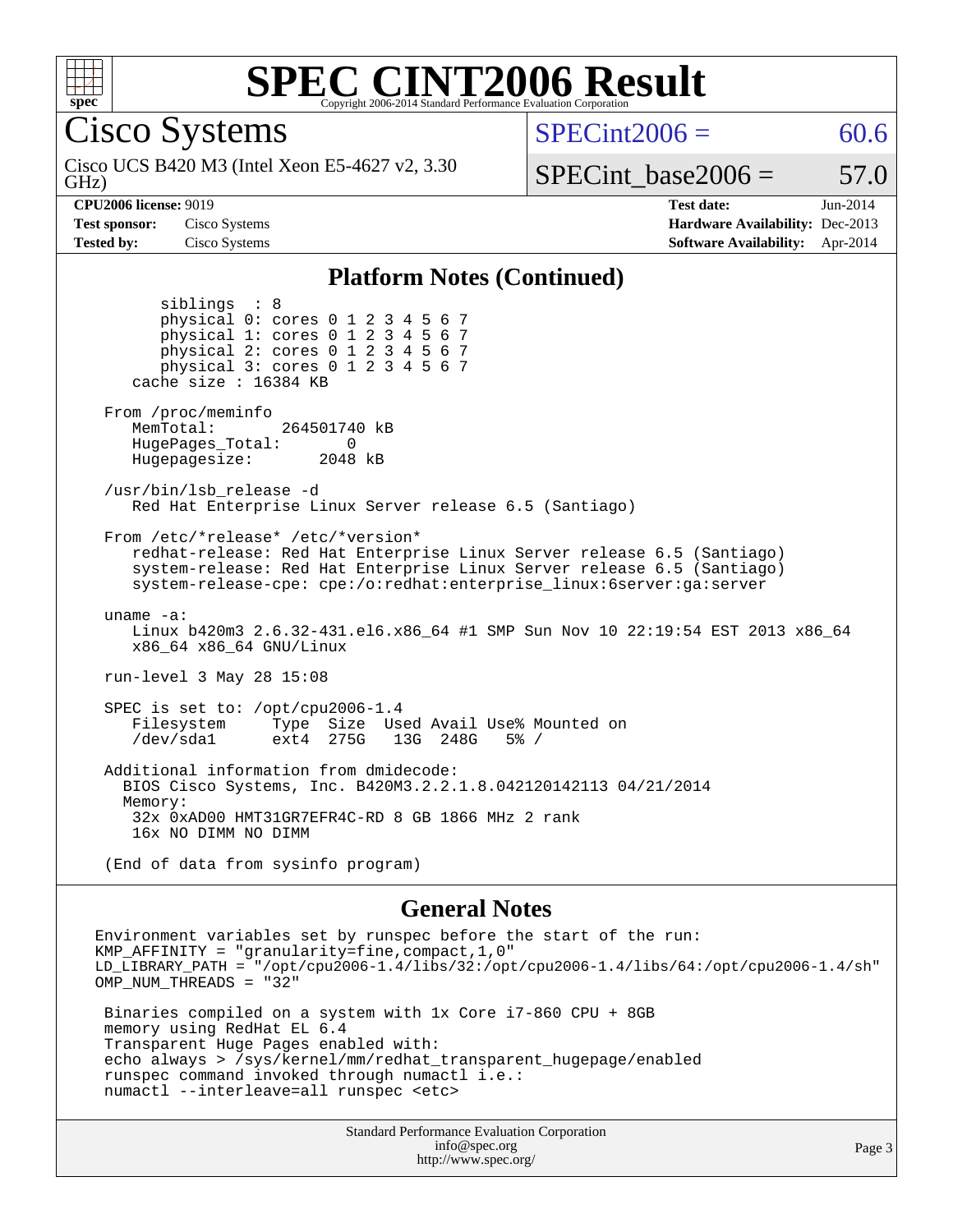# SPEC CINT2006 Result

Copyright 2006-2014 Standard Performance Evaluation Corporation

## Cisco Systems

Cisco UCS B420 M3 (Intel Xeon E5-4627 v2, 3.30 GHz)

SPECint2006 = 60.6

SPECint_base2006 = 57.0

**CPU2006 license:** 9019
**Test sponsor:** Cisco Systems
**Tested by:** Cisco Systems

**Test date:** Jun-2014
**Hardware Availability:** Dec-2013
**Software Availability:** Apr-2014

### Platform Notes (Continued)

```
        siblings  : 8
        physical 0: cores 0 1 2 3 4 5 6 7
        physical 1: cores 0 1 2 3 4 5 6 7
        physical 2: cores 0 1 2 3 4 5 6 7
        physical 3: cores 0 1 2 3 4 5 6 7
     cache size : 16384 KB

  From /proc/meminfo
     MemTotal:       264501740 kB
     HugePages_Total:       0
     Hugepagesize:       2048 kB

  /usr/bin/lsb_release -d
     Red Hat Enterprise Linux Server release 6.5 (Santiago)

  From /etc/*release* /etc/*version*
     redhat-release: Red Hat Enterprise Linux Server release 6.5 (Santiago)
     system-release: Red Hat Enterprise Linux Server release 6.5 (Santiago)
     system-release-cpe: cpe:/o:redhat:enterprise_linux:6server:ga:server

  uname -a:
     Linux b420m3 2.6.32-431.el6.x86_64 #1 SMP Sun Nov 10 22:19:54 EST 2013 x86_64
     x86_64 x86_64 GNU/Linux

  run-level 3 May 28 15:08

  SPEC is set to: /opt/cpu2006-1.4
     Filesystem     Type  Size  Used Avail Use% Mounted on
     /dev/sda1      ext4  275G   13G  248G   5% /

  Additional information from dmidecode:
    BIOS Cisco Systems, Inc. B420M3.2.2.1.8.042120142113 04/21/2014
    Memory:
     32x 0xAD00 HMT31GR7EFR4C-RD 8 GB 1866 MHz 2 rank
     16x NO DIMM NO DIMM

  (End of data from sysinfo program)
```

### General Notes

```
Environment variables set by runspec before the start of the run:
KMP_AFFINITY = "granularity=fine,compact,1,0"
LD_LIBRARY_PATH = "/opt/cpu2006-1.4/libs/32:/opt/cpu2006-1.4/libs/64:/opt/cpu2006-1.4/sh"
OMP_NUM_THREADS = "32"

 Binaries compiled on a system with 1x Core i7-860 CPU + 8GB
 memory using RedHat EL 6.4
 Transparent Huge Pages enabled with:
 echo always > /sys/kernel/mm/redhat_transparent_hugepage/enabled
 runspec command invoked through numactl i.e.:
 numactl --interleave=all runspec <etc>
```

Standard Performance Evaluation Corporation
info@spec.org
http://www.spec.org/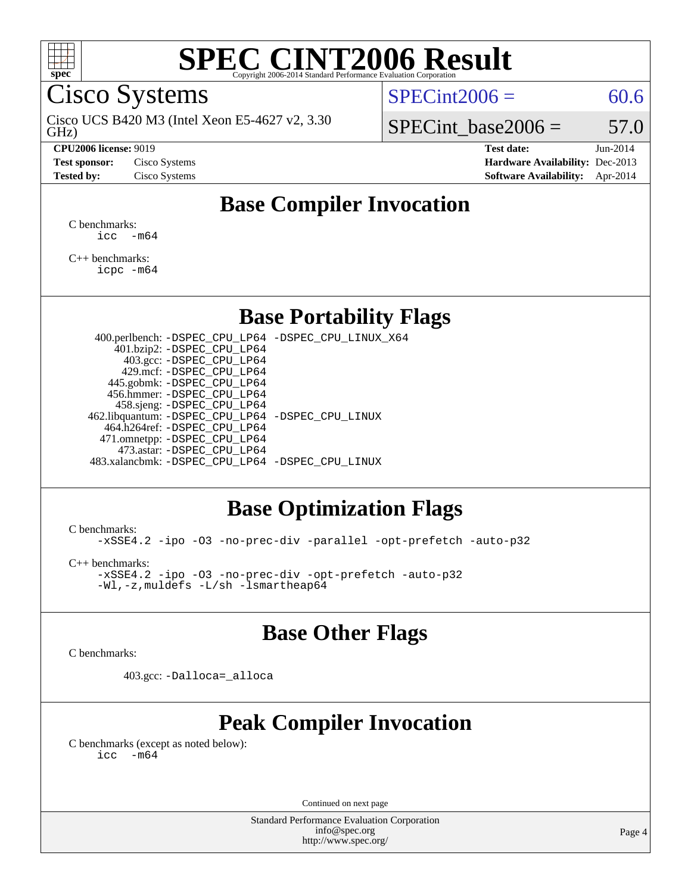# SPEC CINT2006 Result

Copyright 2006-2014 Standard Performance Evaluation Corporation

## Cisco Systems

Cisco UCS B420 M3 (Intel Xeon E5-4627 v2, 3.30 GHz)

SPECint2006 = 60.6

SPECint_base2006 = 57.0

| | | | |
|---|---|---|---|
| **CPU2006 license:** 9019 | | **Test date:** | Jun-2014 |
| **Test sponsor:** | Cisco Systems | **Hardware Availability:** | Dec-2013 |
| **Tested by:** | Cisco Systems | **Software Availability:** | Apr-2014 |

## Base Compiler Invocation

C benchmarks:
```
icc -m64
```

C++ benchmarks:
```
icpc -m64
```

## Base Portability Flags

| | |
|---|---|
| 400.perlbench: | -DSPEC_CPU_LP64 -DSPEC_CPU_LINUX_X64 |
| 401.bzip2: | -DSPEC_CPU_LP64 |
| 403.gcc: | -DSPEC_CPU_LP64 |
| 429.mcf: | -DSPEC_CPU_LP64 |
| 445.gobmk: | -DSPEC_CPU_LP64 |
| 456.hmmer: | -DSPEC_CPU_LP64 |
| 458.sjeng: | -DSPEC_CPU_LP64 |
| 462.libquantum: | -DSPEC_CPU_LP64 -DSPEC_CPU_LINUX |
| 464.h264ref: | -DSPEC_CPU_LP64 |
| 471.omnetpp: | -DSPEC_CPU_LP64 |
| 473.astar: | -DSPEC_CPU_LP64 |
| 483.xalancbmk: | -DSPEC_CPU_LP64 -DSPEC_CPU_LINUX |

## Base Optimization Flags

C benchmarks:
```
-xSSE4.2 -ipo -O3 -no-prec-div -parallel -opt-prefetch -auto-p32
```

C++ benchmarks:
```
-xSSE4.2 -ipo -O3 -no-prec-div -opt-prefetch -auto-p32
-Wl,-z,muldefs -L/sh -lsmartheap64
```

## Base Other Flags

C benchmarks:

403.gcc: `-Dalloca=_alloca`

## Peak Compiler Invocation

C benchmarks (except as noted below):
```
icc -m64
```

Continued on next page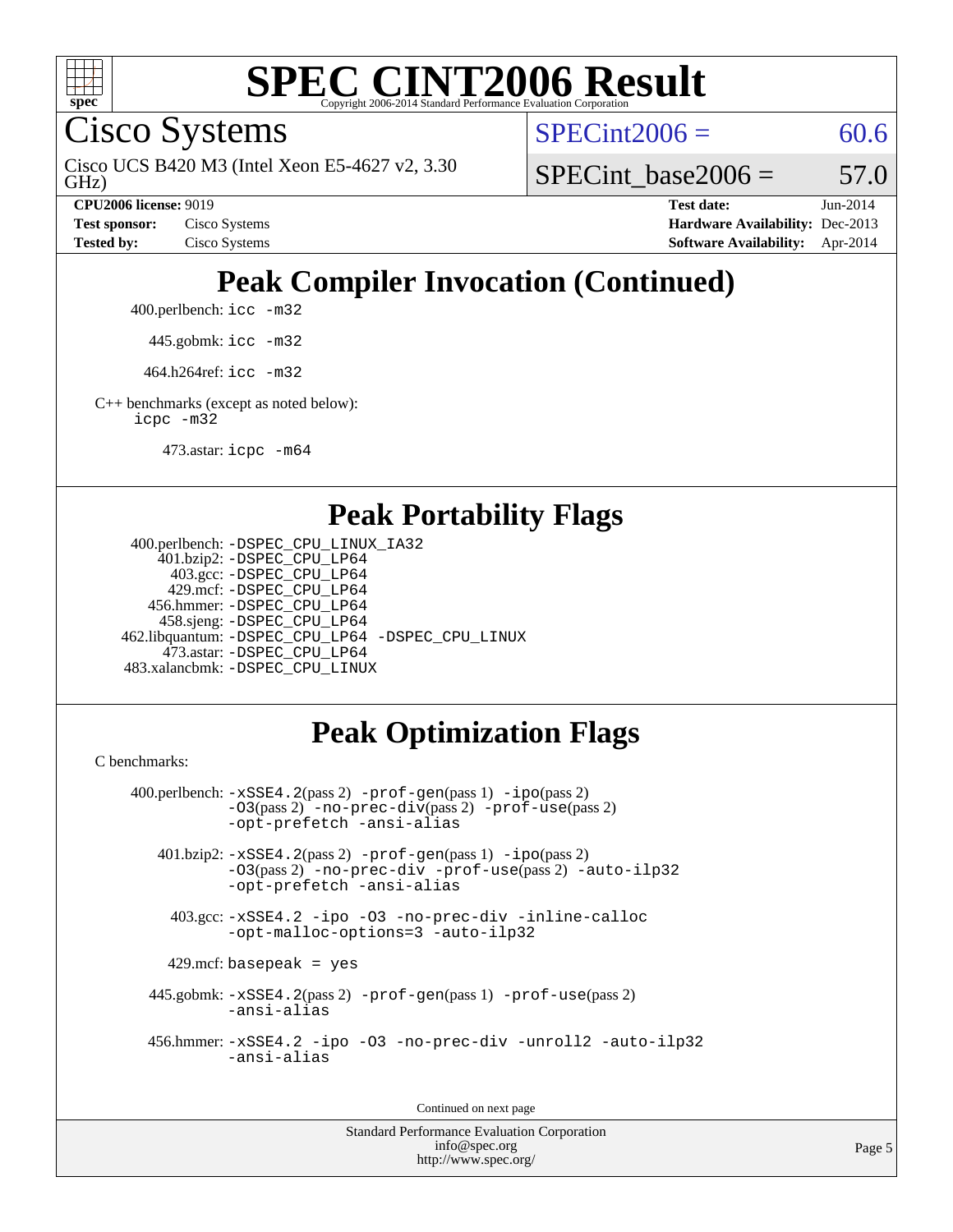# SPEC CINT2006 Result

Copyright 2006-2014 Standard Performance Evaluation Corporation

## Cisco Systems

Cisco UCS B420 M3 (Intel Xeon E5-4627 v2, 3.30 GHz)

SPECint2006 = 60.6

SPECint_base2006 = 57.0

**CPU2006 license:** 9019
**Test sponsor:** Cisco Systems
**Tested by:** Cisco Systems

**Test date:** Jun-2014
**Hardware Availability:** Dec-2013
**Software Availability:** Apr-2014

## Peak Compiler Invocation (Continued)

400.perlbench: `icc -m32`

445.gobmk: `icc -m32`

464.h264ref: `icc -m32`

C++ benchmarks (except as noted below):
`icpc -m32`

473.astar: `icpc -m64`

## Peak Portability Flags

400.perlbench: `-DSPEC_CPU_LINUX_IA32`
401.bzip2: `-DSPEC_CPU_LP64`
403.gcc: `-DSPEC_CPU_LP64`
429.mcf: `-DSPEC_CPU_LP64`
456.hmmer: `-DSPEC_CPU_LP64`
458.sjeng: `-DSPEC_CPU_LP64`
462.libquantum: `-DSPEC_CPU_LP64 -DSPEC_CPU_LINUX`
473.astar: `-DSPEC_CPU_LP64`
483.xalancbmk: `-DSPEC_CPU_LINUX`

## Peak Optimization Flags

C benchmarks:

400.perlbench: `-xSSE4.2`(pass 2) `-prof-gen`(pass 1) `-ipo`(pass 2) `-O3`(pass 2) `-no-prec-div`(pass 2) `-prof-use`(pass 2) `-opt-prefetch -ansi-alias`

401.bzip2: `-xSSE4.2`(pass 2) `-prof-gen`(pass 1) `-ipo`(pass 2) `-O3`(pass 2) `-no-prec-div -prof-use`(pass 2) `-auto-ilp32 -opt-prefetch -ansi-alias`

403.gcc: `-xSSE4.2 -ipo -O3 -no-prec-div -inline-calloc -opt-malloc-options=3 -auto-ilp32`

429.mcf: `basepeak = yes`

445.gobmk: `-xSSE4.2`(pass 2) `-prof-gen`(pass 1) `-prof-use`(pass 2) `-ansi-alias`

456.hmmer: `-xSSE4.2 -ipo -O3 -no-prec-div -unroll2 -auto-ilp32 -ansi-alias`

Continued on next page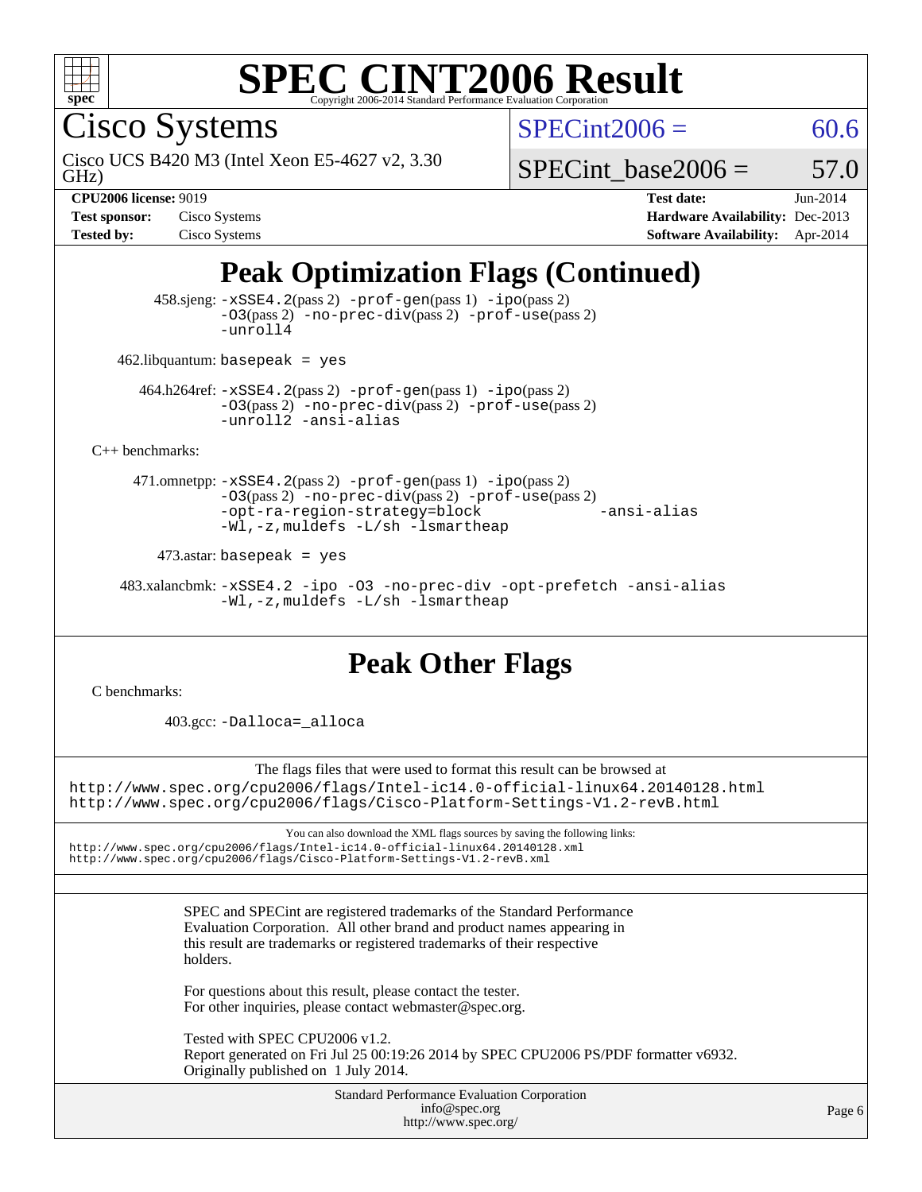# SPEC CINT2006 Result

Copyright 2006-2014 Standard Performance Evaluation Corporation

**Cisco Systems**

Cisco UCS B420 M3 (Intel Xeon E5-4627 v2, 3.30 GHz)

SPECint2006 = 60.6

SPECint_base2006 = 57.0

| | | | |
|---|---|---|---|
| **CPU2006 license:** | 9019 | **Test date:** | Jun-2014 |
| **Test sponsor:** | Cisco Systems | **Hardware Availability:** | Dec-2013 |
| **Tested by:** | Cisco Systems | **Software Availability:** | Apr-2014 |

## Peak Optimization Flags (Continued)

458.sjeng: `-xSSE4.2`(pass 2) `-prof-gen`(pass 1) `-ipo`(pass 2) `-O3`(pass 2) `-no-prec-div`(pass 2) `-prof-use`(pass 2) `-unroll4`

462.libquantum: `basepeak = yes`

464.h264ref: `-xSSE4.2`(pass 2) `-prof-gen`(pass 1) `-ipo`(pass 2) `-O3`(pass 2) `-no-prec-div`(pass 2) `-prof-use`(pass 2) `-unroll2 -ansi-alias`

C++ benchmarks:

471.omnetpp: `-xSSE4.2`(pass 2) `-prof-gen`(pass 1) `-ipo`(pass 2) `-O3`(pass 2) `-no-prec-div`(pass 2) `-prof-use`(pass 2) `-opt-ra-region-strategy=block` `-ansi-alias` `-Wl,-z,muldefs -L/sh -lsmartheap`

473.astar: `basepeak = yes`

483.xalancbmk: `-xSSE4.2 -ipo -O3 -no-prec-div -opt-prefetch -ansi-alias` `-Wl,-z,muldefs -L/sh -lsmartheap`

## Peak Other Flags

C benchmarks:

403.gcc: `-Dalloca=_alloca`

The flags files that were used to format this result can be browsed at
http://www.spec.org/cpu2006/flags/Intel-ic14.0-official-linux64.20140128.html
http://www.spec.org/cpu2006/flags/Cisco-Platform-Settings-V1.2-revB.html

You can also download the XML flags sources by saving the following links:
http://www.spec.org/cpu2006/flags/Intel-ic14.0-official-linux64.20140128.xml
http://www.spec.org/cpu2006/flags/Cisco-Platform-Settings-V1.2-revB.xml

SPEC and SPECint are registered trademarks of the Standard Performance Evaluation Corporation. All other brand and product names appearing in this result are trademarks or registered trademarks of their respective holders.

For questions about this result, please contact the tester.
For other inquiries, please contact webmaster@spec.org.

Tested with SPEC CPU2006 v1.2.
Report generated on Fri Jul 25 00:19:26 2014 by SPEC CPU2006 PS/PDF formatter v6932.
Originally published on 1 July 2014.

Standard Performance Evaluation Corporation
info@spec.org
http://www.spec.org/